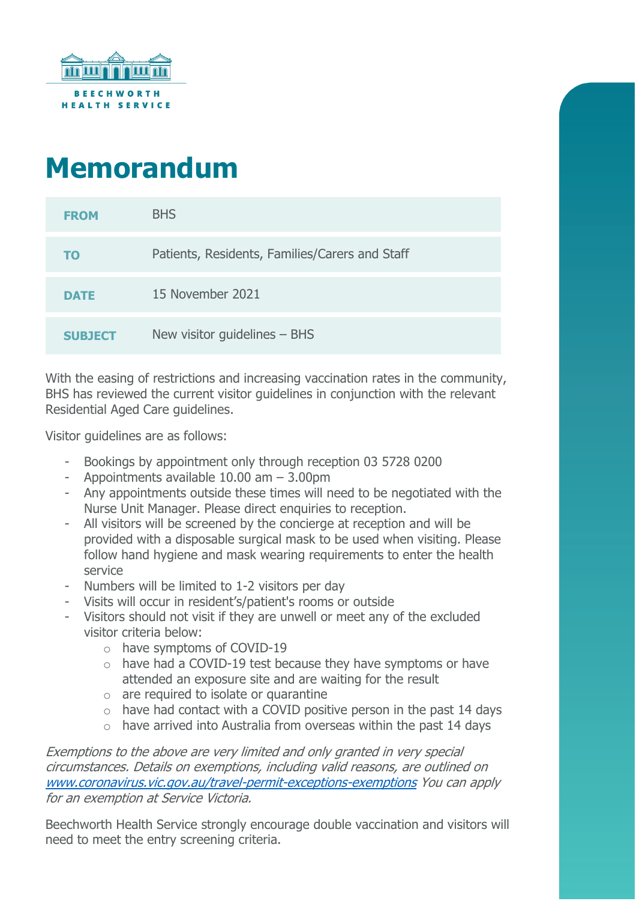BEECHWORTH HEALTH SERVICE

# Memorandum

| | |
|---|---|
| **FROM** | BHS |
| **TO** | Patients, Residents, Families/Carers and Staff |
| **DATE** | 15 November 2021 |
| **SUBJECT** | New visitor guidelines – BHS |

With the easing of restrictions and increasing vaccination rates in the community, BHS has reviewed the current visitor guidelines in conjunction with the relevant Residential Aged Care guidelines.

Visitor guidelines are as follows:

- Bookings by appointment only through reception 03 5728 0200
- Appointments available 10.00 am – 3.00pm
- Any appointments outside these times will need to be negotiated with the Nurse Unit Manager. Please direct enquiries to reception.
- All visitors will be screened by the concierge at reception and will be provided with a disposable surgical mask to be used when visiting. Please follow hand hygiene and mask wearing requirements to enter the health service
- Numbers will be limited to 1-2 visitors per day
- Visits will occur in resident's/patient's rooms or outside
- Visitors should not visit if they are unwell or meet any of the excluded visitor criteria below:
    - have symptoms of COVID-19
    - have had a COVID-19 test because they have symptoms or have attended an exposure site and are waiting for the result
    - are required to isolate or quarantine
    - have had contact with a COVID positive person in the past 14 days
    - have arrived into Australia from overseas within the past 14 days

*Exemptions to the above are very limited and only granted in very special circumstances. Details on exemptions, including valid reasons, are outlined on [www.coronavirus.vic.gov.au/travel-permit-exceptions-exemptions](www.coronavirus.vic.gov.au/travel-permit-exceptions-exemptions) You can apply for an exemption at Service Victoria.*

Beechworth Health Service strongly encourage double vaccination and visitors will need to meet the entry screening criteria.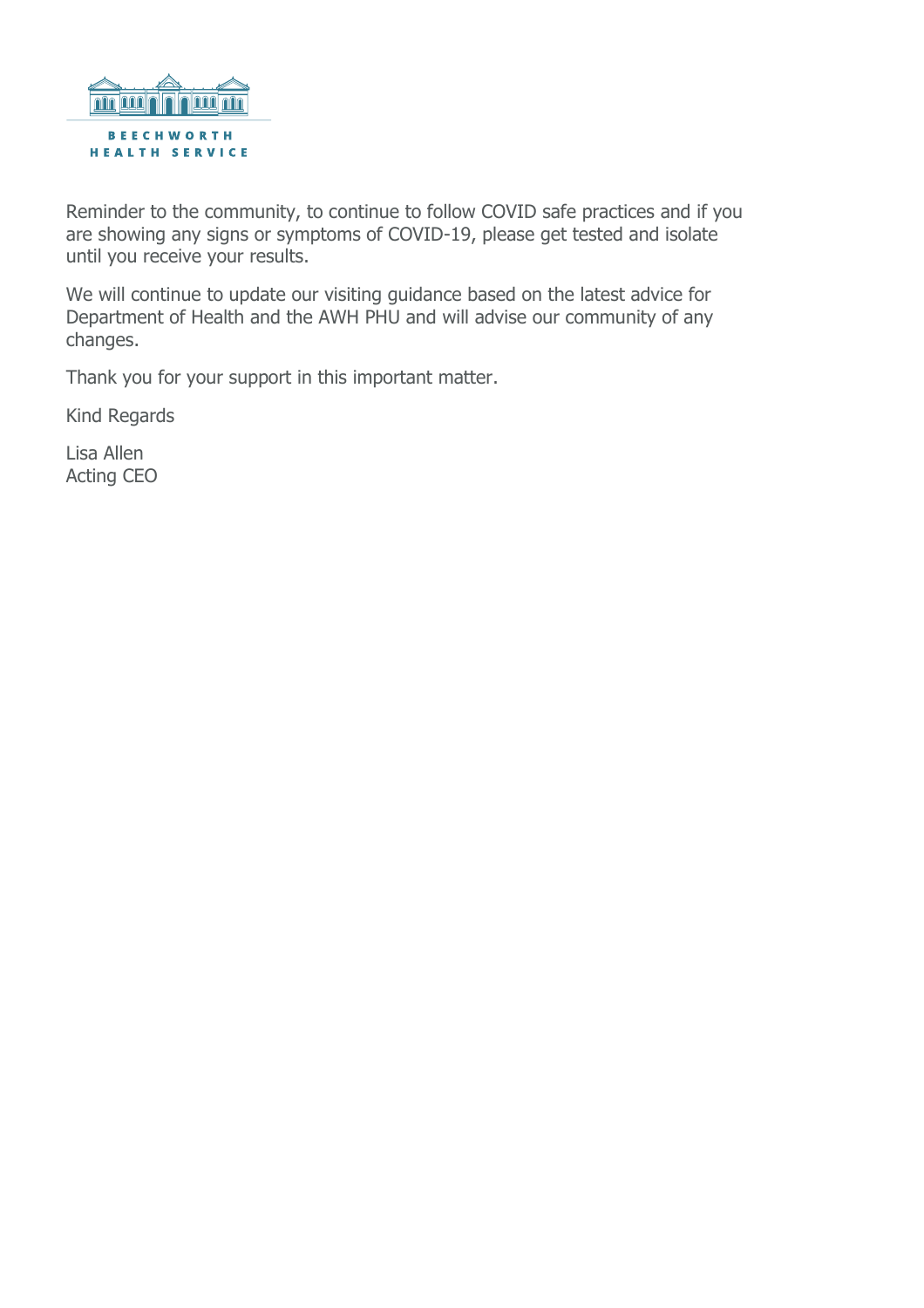BEECHWORTH
HEALTH SERVICE

Reminder to the community, to continue to follow COVID safe practices and if you are showing any signs or symptoms of COVID-19, please get tested and isolate until you receive your results.

We will continue to update our visiting guidance based on the latest advice for Department of Health and the AWH PHU and will advise our community of any changes.

Thank you for your support in this important matter.

Kind Regards

Lisa Allen
Acting CEO